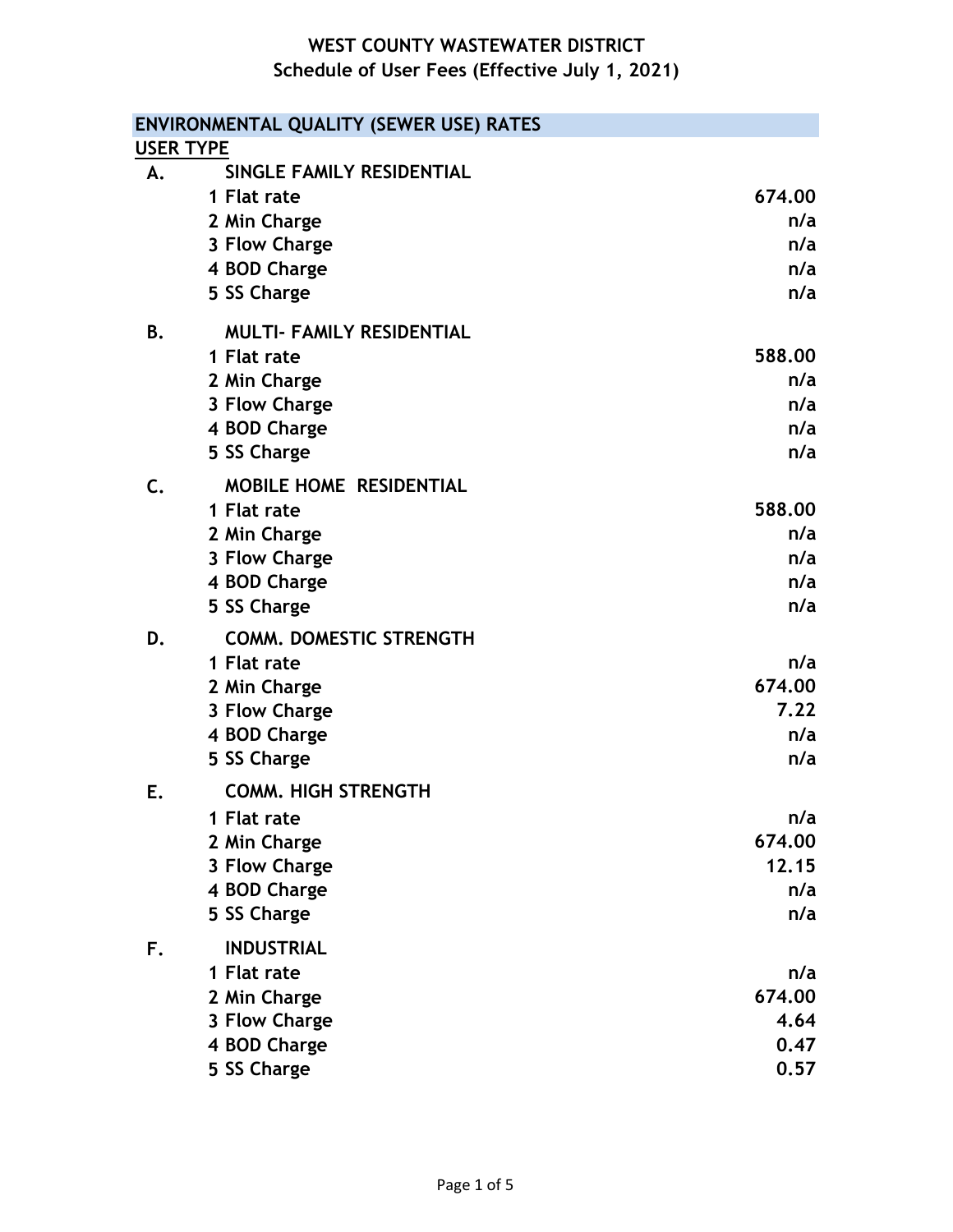# WEST COUNTY WASTEWATER DISTRICT
## Schedule of User Fees (Effective July 1, 2021)

| ENVIRONMENTAL QUALITY (SEWER USE) RATES | | |
|---|---|---|
| **USER TYPE** | | |
| **A.** | **SINGLE FAMILY RESIDENTIAL** | |
| | 1 Flat rate | 674.00 |
| | 2 Min Charge | n/a |
| | 3 Flow Charge | n/a |
| | 4 BOD Charge | n/a |
| | 5 SS Charge | n/a |
| **B.** | **MULTI- FAMILY RESIDENTIAL** | |
| | 1 Flat rate | 588.00 |
| | 2 Min Charge | n/a |
| | 3 Flow Charge | n/a |
| | 4 BOD Charge | n/a |
| | 5 SS Charge | n/a |
| **C.** | **MOBILE HOME RESIDENTIAL** | |
| | 1 Flat rate | 588.00 |
| | 2 Min Charge | n/a |
| | 3 Flow Charge | n/a |
| | 4 BOD Charge | n/a |
| | 5 SS Charge | n/a |
| **D.** | **COMM. DOMESTIC STRENGTH** | |
| | 1 Flat rate | n/a |
| | 2 Min Charge | 674.00 |
| | 3 Flow Charge | 7.22 |
| | 4 BOD Charge | n/a |
| | 5 SS Charge | n/a |
| **E.** | **COMM. HIGH STRENGTH** | |
| | 1 Flat rate | n/a |
| | 2 Min Charge | 674.00 |
| | 3 Flow Charge | 12.15 |
| | 4 BOD Charge | n/a |
| | 5 SS Charge | n/a |
| **F.** | **INDUSTRIAL** | |
| | 1 Flat rate | n/a |
| | 2 Min Charge | 674.00 |
| | 3 Flow Charge | 4.64 |
| | 4 BOD Charge | 0.47 |
| | 5 SS Charge | 0.57 |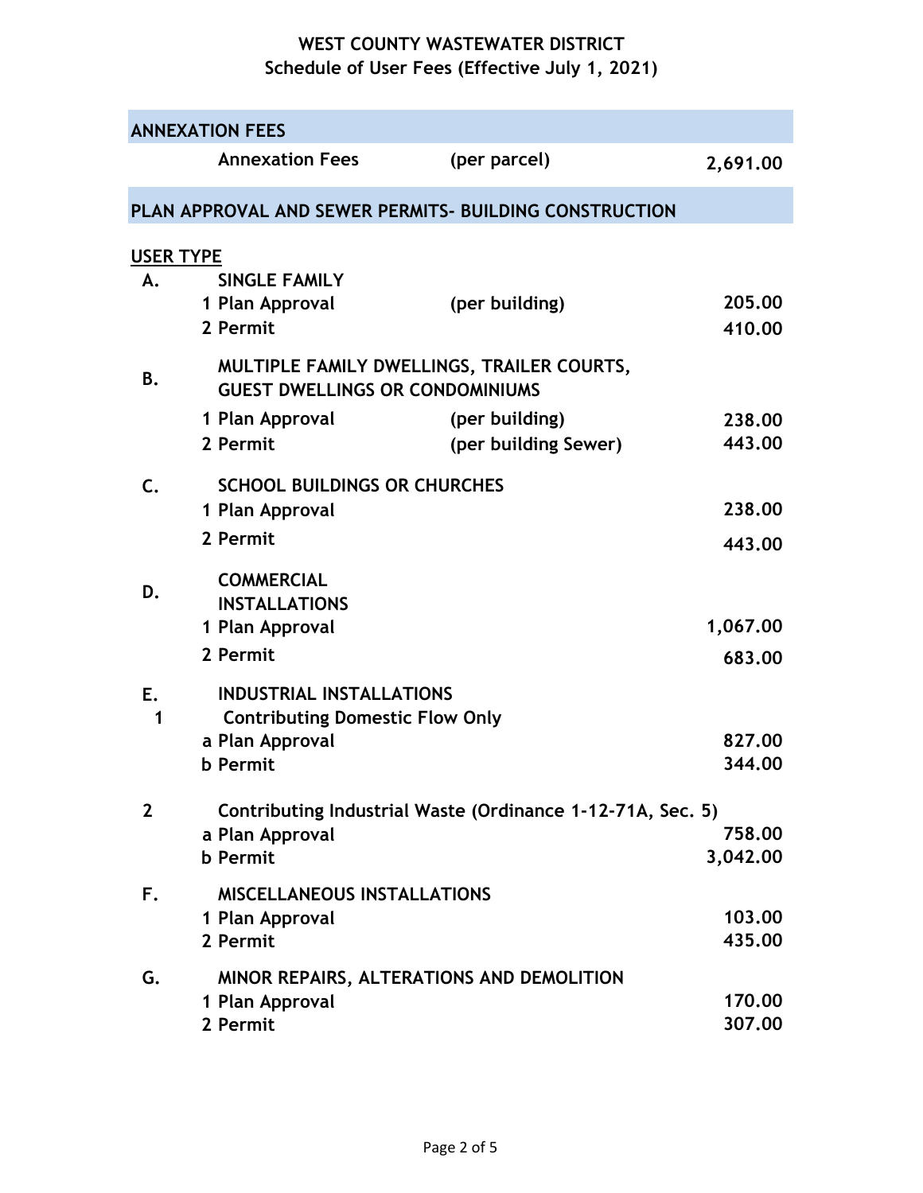# WEST COUNTY WASTEWATER DISTRICT
## Schedule of User Fees (Effective July 1, 2021)

## ANNEXATION FEES

| | | | |
|---|---|---|---|
| | Annexation Fees | (per parcel) | 2,691.00 |

## PLAN APPROVAL AND SEWER PERMITS- BUILDING CONSTRUCTION

**USER TYPE**

| | | | |
|---|---|---|---|
| **A.** | **SINGLE FAMILY** | | |
| | 1 Plan Approval | (per building) | 205.00 |
| | 2 Permit | | 410.00 |
| **B.** | **MULTIPLE FAMILY DWELLINGS, TRAILER COURTS, GUEST DWELLINGS OR CONDOMINIUMS** | | |
| | 1 Plan Approval | (per building) | 238.00 |
| | 2 Permit | (per building Sewer) | 443.00 |
| **C.** | **SCHOOL BUILDINGS OR CHURCHES** | | |
| | 1 Plan Approval | | 238.00 |
| | 2 Permit | | 443.00 |
| **D.** | **COMMERCIAL INSTALLATIONS** | | |
| | 1 Plan Approval | | 1,067.00 |
| | 2 Permit | | 683.00 |
| **E.** | **INDUSTRIAL INSTALLATIONS** | | |
| 1 | Contributing Domestic Flow Only | | |
| | a Plan Approval | | 827.00 |
| | b Permit | | 344.00 |
| 2 | Contributing Industrial Waste (Ordinance 1-12-71A, Sec. 5) | | |
| | a Plan Approval | | 758.00 |
| | b Permit | | 3,042.00 |
| **F.** | **MISCELLANEOUS INSTALLATIONS** | | |
| | 1 Plan Approval | | 103.00 |
| | 2 Permit | | 435.00 |
| **G.** | **MINOR REPAIRS, ALTERATIONS AND DEMOLITION** | | |
| | 1 Plan Approval | | 170.00 |
| | 2 Permit | | 307.00 |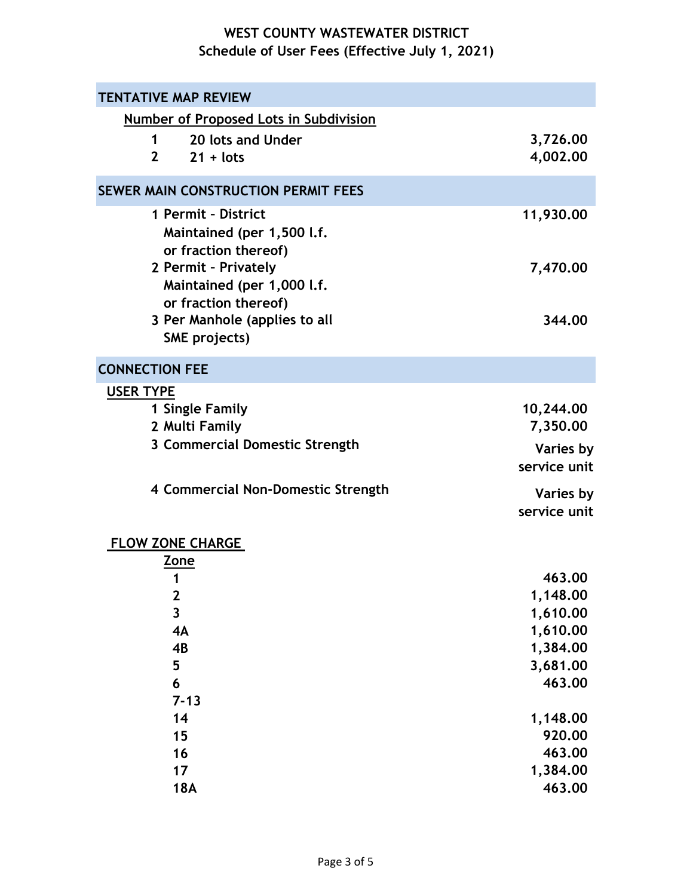# WEST COUNTY WASTEWATER DISTRICT

## Schedule of User Fees (Effective July 1, 2021)

| TENTATIVE MAP REVIEW | |
|---|---|
| **Number of Proposed Lots in Subdivision** | |
| 1 20 lots and Under | 3,726.00 |
| 2 21 + lots | 4,002.00 |

| SEWER MAIN CONSTRUCTION PERMIT FEES | |
|---|---|
| 1 Permit - District Maintained (per 1,500 l.f. or fraction thereof) | 11,930.00 |
| 2 Permit - Privately Maintained (per 1,000 l.f. or fraction thereof) | 7,470.00 |
| 3 Per Manhole (applies to all SME projects) | 344.00 |

| CONNECTION FEE | |
|---|---|
| **USER TYPE** | |
| 1 Single Family | 10,244.00 |
| 2 Multi Family | 7,350.00 |
| 3 Commercial Domestic Strength | Varies by service unit |
| 4 Commercial Non-Domestic Strength | Varies by service unit |
| **FLOW ZONE CHARGE** | |
| **Zone** | |
| 1 | 463.00 |
| 2 | 1,148.00 |
| 3 | 1,610.00 |
| 4A | 1,610.00 |
| 4B | 1,384.00 |
| 5 | 3,681.00 |
| 6 | 463.00 |
| 7-13 | |
| 14 | 1,148.00 |
| 15 | 920.00 |
| 16 | 463.00 |
| 17 | 1,384.00 |
| 18A | 463.00 |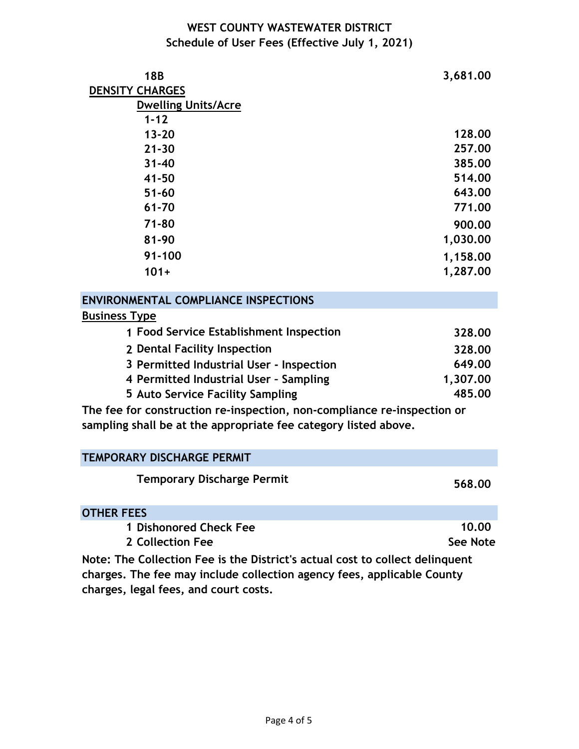# WEST COUNTY WASTEWATER DISTRICT
## Schedule of User Fees (Effective July 1, 2021)

| | |
|---|---|
| **18B** | **3,681.00** |
| **DENSITY CHARGES** | |
| **Dwelling Units/Acre** | |
| **1-12** | |
| **13-20** | **128.00** |
| **21-30** | **257.00** |
| **31-40** | **385.00** |
| **41-50** | **514.00** |
| **51-60** | **643.00** |
| **61-70** | **771.00** |
| **71-80** | **900.00** |
| **81-90** | **1,030.00** |
| **91-100** | **1,158.00** |
| **101+** | **1,287.00** |

## ENVIRONMENTAL COMPLIANCE INSPECTIONS

| Business Type | |
|---|---|
| 1 Food Service Establishment Inspection | 328.00 |
| 2 Dental Facility Inspection | 328.00 |
| 3 Permitted Industrial User - Inspection | 649.00 |
| 4 Permitted Industrial User – Sampling | 1,307.00 |
| 5 Auto Service Facility Sampling | 485.00 |

**The fee for construction re-inspection, non-compliance re-inspection or sampling shall be at the appropriate fee category listed above.**

## TEMPORARY DISCHARGE PERMIT

| | |
|---|---|
| Temporary Discharge Permit | 568.00 |

## OTHER FEES

| | |
|---|---|
| 1 Dishonored Check Fee | 10.00 |
| 2 Collection Fee | See Note |

**Note: The Collection Fee is the District's actual cost to collect delinquent charges. The fee may include collection agency fees, applicable County charges, legal fees, and court costs.**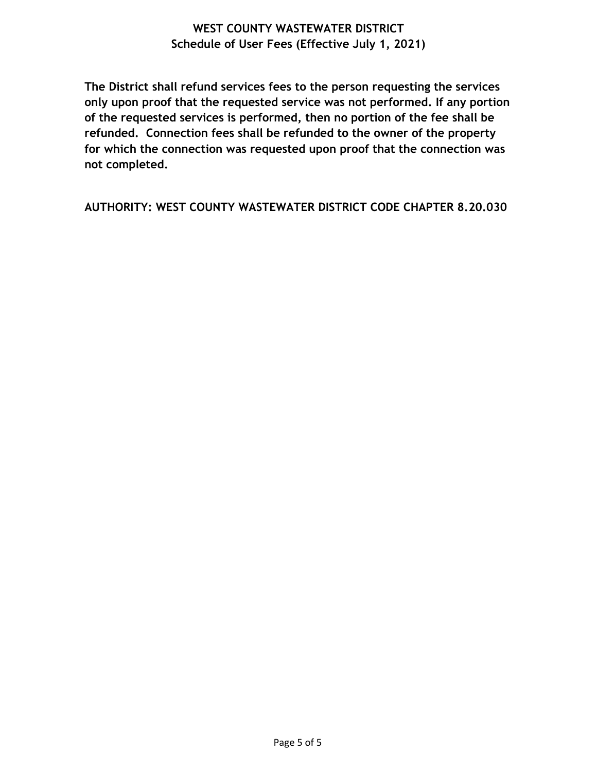**The District shall refund services fees to the person requesting the services only upon proof that the requested service was not performed. If any portion of the requested services is performed, then no portion of the fee shall be refunded. Connection fees shall be refunded to the owner of the property for which the connection was requested upon proof that the connection was not completed.**

**AUTHORITY: WEST COUNTY WASTEWATER DISTRICT CODE CHAPTER 8.20.030**